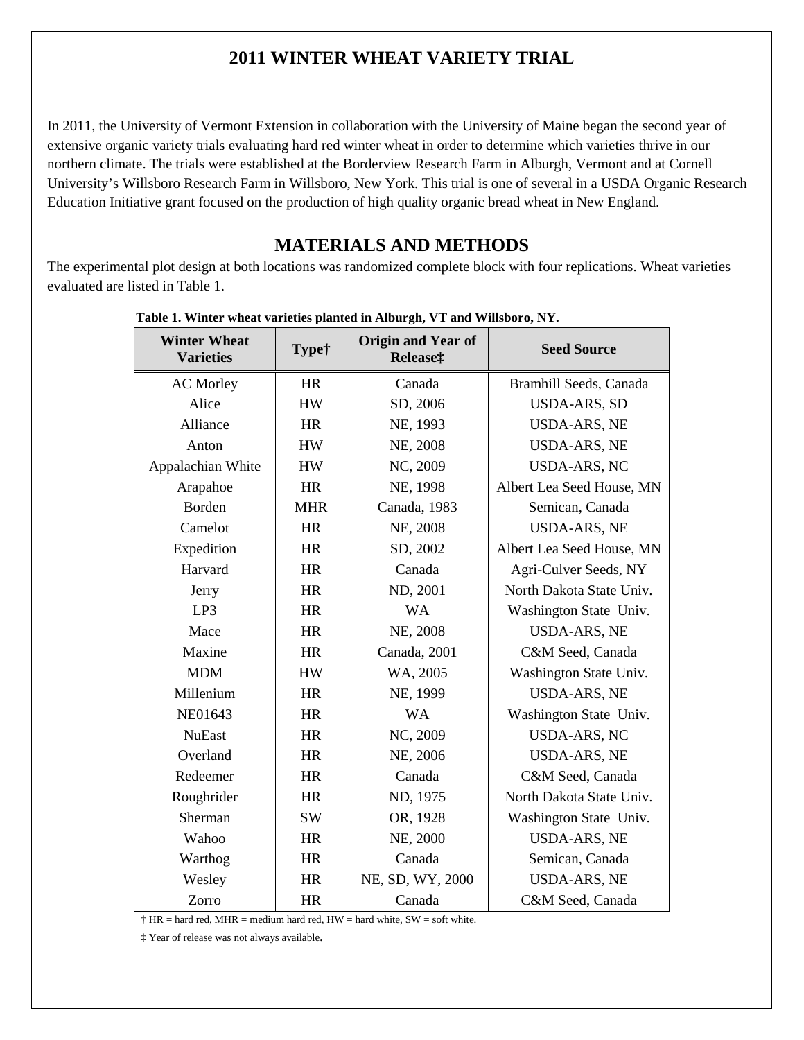# 2011 WINTER WHEAT VARIETY TRIAL

In 2011, the University of Vermont Extension in collaboration with the University of Maine began the second year of extensive organic variety trials evaluating hard red winter wheat in order to determine which varieties thrive in our northern climate. The trials were established at the Borderview Research Farm in Alburgh, Vermont and at Cornell University's Willsboro Research Farm in Willsboro, New York. This trial is one of several in a USDA Organic Research Education Initiative grant focused on the production of high quality organic bread wheat in New England.

## MATERIALS AND METHODS

The experimental plot design at both locations was randomized complete block with four replications. Wheat varieties evaluated are listed in Table 1.

**Table 1. Winter wheat varieties planted in Alburgh, VT and Willsboro, NY.**

| Winter Wheat Varieties | Type† | Origin and Year of Release‡ | Seed Source |
|---|---|---|---|
| AC Morley | HR | Canada | Bramhill Seeds, Canada |
| Alice | HW | SD, 2006 | USDA-ARS, SD |
| Alliance | HR | NE, 1993 | USDA-ARS, NE |
| Anton | HW | NE, 2008 | USDA-ARS, NE |
| Appalachian White | HW | NC, 2009 | USDA-ARS, NC |
| Arapahoe | HR | NE, 1998 | Albert Lea Seed House, MN |
| Borden | MHR | Canada, 1983 | Semican, Canada |
| Camelot | HR | NE, 2008 | USDA-ARS, NE |
| Expedition | HR | SD, 2002 | Albert Lea Seed House, MN |
| Harvard | HR | Canada | Agri-Culver Seeds, NY |
| Jerry | HR | ND, 2001 | North Dakota State Univ. |
| LP3 | HR | WA | Washington State Univ. |
| Mace | HR | NE, 2008 | USDA-ARS, NE |
| Maxine | HR | Canada, 2001 | C&M Seed, Canada |
| MDM | HW | WA, 2005 | Washington State Univ. |
| Millenium | HR | NE, 1999 | USDA-ARS, NE |
| NE01643 | HR | WA | Washington State Univ. |
| NuEast | HR | NC, 2009 | USDA-ARS, NC |
| Overland | HR | NE, 2006 | USDA-ARS, NE |
| Redeemer | HR | Canada | C&M Seed, Canada |
| Roughrider | HR | ND, 1975 | North Dakota State Univ. |
| Sherman | SW | OR, 1928 | Washington State Univ. |
| Wahoo | HR | NE, 2000 | USDA-ARS, NE |
| Warthog | HR | Canada | Semican, Canada |
| Wesley | HR | NE, SD, WY, 2000 | USDA-ARS, NE |
| Zorro | HR | Canada | C&M Seed, Canada |

† HR = hard red, MHR = medium hard red, HW = hard white, SW = soft white.

‡ Year of release was not always available.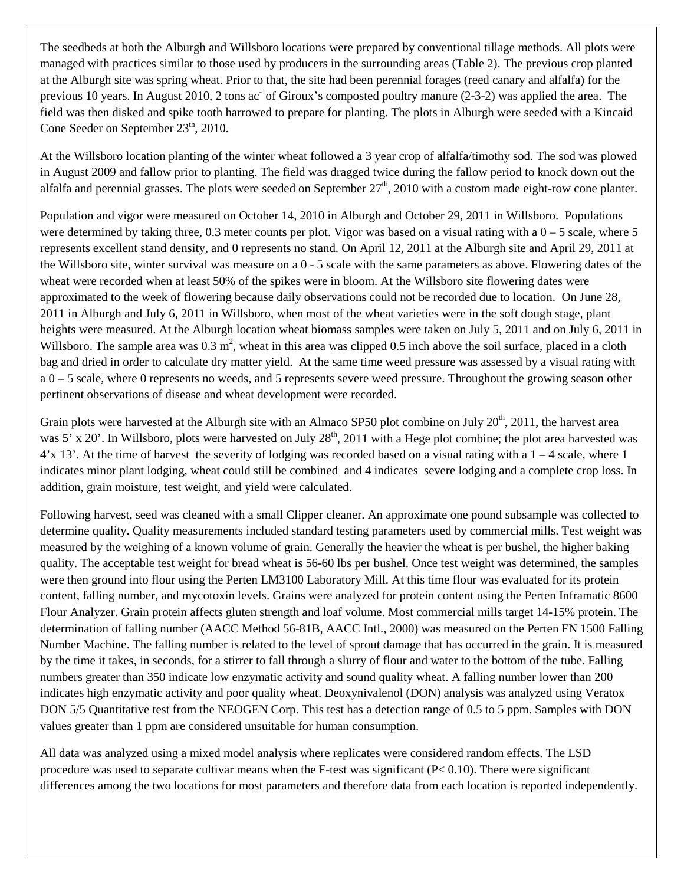The seedbeds at both the Alburgh and Willsboro locations were prepared by conventional tillage methods. All plots were managed with practices similar to those used by producers in the surrounding areas (Table 2). The previous crop planted at the Alburgh site was spring wheat. Prior to that, the site had been perennial forages (reed canary and alfalfa) for the previous 10 years. In August 2010, 2 tons $ac^{-1}$of Giroux's composted poultry manure (2-3-2) was applied the area. The field was then disked and spike tooth harrowed to prepare for planting. The plots in Alburgh were seeded with a Kincaid Cone Seeder on September 23th, 2010.

At the Willsboro location planting of the winter wheat followed a 3 year crop of alfalfa/timothy sod. The sod was plowed in August 2009 and fallow prior to planting. The field was dragged twice during the fallow period to knock down out the alfalfa and perennial grasses. The plots were seeded on September 27th, 2010 with a custom made eight-row cone planter.

Population and vigor were measured on October 14, 2010 in Alburgh and October 29, 2011 in Willsboro. Populations were determined by taking three, 0.3 meter counts per plot. Vigor was based on a visual rating with a 0 – 5 scale, where 5 represents excellent stand density, and 0 represents no stand. On April 12, 2011 at the Alburgh site and April 29, 2011 at the Willsboro site, winter survival was measure on a 0 - 5 scale with the same parameters as above. Flowering dates of the wheat were recorded when at least 50% of the spikes were in bloom. At the Willsboro site flowering dates were approximated to the week of flowering because daily observations could not be recorded due to location. On June 28, 2011 in Alburgh and July 6, 2011 in Willsboro, when most of the wheat varieties were in the soft dough stage, plant heights were measured. At the Alburgh location wheat biomass samples were taken on July 5, 2011 and on July 6, 2011 in Willsboro. The sample area was 0.3 $m^2$, wheat in this area was clipped 0.5 inch above the soil surface, placed in a cloth bag and dried in order to calculate dry matter yield. At the same time weed pressure was assessed by a visual rating with a 0 – 5 scale, where 0 represents no weeds, and 5 represents severe weed pressure. Throughout the growing season other pertinent observations of disease and wheat development were recorded.

Grain plots were harvested at the Alburgh site with an Almaco SP50 plot combine on July 20th, 2011, the harvest area was 5' x 20'. In Willsboro, plots were harvested on July 28th, 2011 with a Hege plot combine; the plot area harvested was 4'x 13'. At the time of harvest the severity of lodging was recorded based on a visual rating with a 1 – 4 scale, where 1 indicates minor plant lodging, wheat could still be combined and 4 indicates severe lodging and a complete crop loss. In addition, grain moisture, test weight, and yield were calculated.

Following harvest, seed was cleaned with a small Clipper cleaner. An approximate one pound subsample was collected to determine quality. Quality measurements included standard testing parameters used by commercial mills. Test weight was measured by the weighing of a known volume of grain. Generally the heavier the wheat is per bushel, the higher baking quality. The acceptable test weight for bread wheat is 56-60 lbs per bushel. Once test weight was determined, the samples were then ground into flour using the Perten LM3100 Laboratory Mill. At this time flour was evaluated for its protein content, falling number, and mycotoxin levels. Grains were analyzed for protein content using the Perten Inframatic 8600 Flour Analyzer. Grain protein affects gluten strength and loaf volume. Most commercial mills target 14-15% protein. The determination of falling number (AACC Method 56-81B, AACC Intl., 2000) was measured on the Perten FN 1500 Falling Number Machine. The falling number is related to the level of sprout damage that has occurred in the grain. It is measured by the time it takes, in seconds, for a stirrer to fall through a slurry of flour and water to the bottom of the tube. Falling numbers greater than 350 indicate low enzymatic activity and sound quality wheat. A falling number lower than 200 indicates high enzymatic activity and poor quality wheat. Deoxynivalenol (DON) analysis was analyzed using Veratox DON 5/5 Quantitative test from the NEOGEN Corp. This test has a detection range of 0.5 to 5 ppm. Samples with DON values greater than 1 ppm are considered unsuitable for human consumption.

All data was analyzed using a mixed model analysis where replicates were considered random effects. The LSD procedure was used to separate cultivar means when the F-test was significant ($P< 0.10$). There were significant differences among the two locations for most parameters and therefore data from each location is reported independently.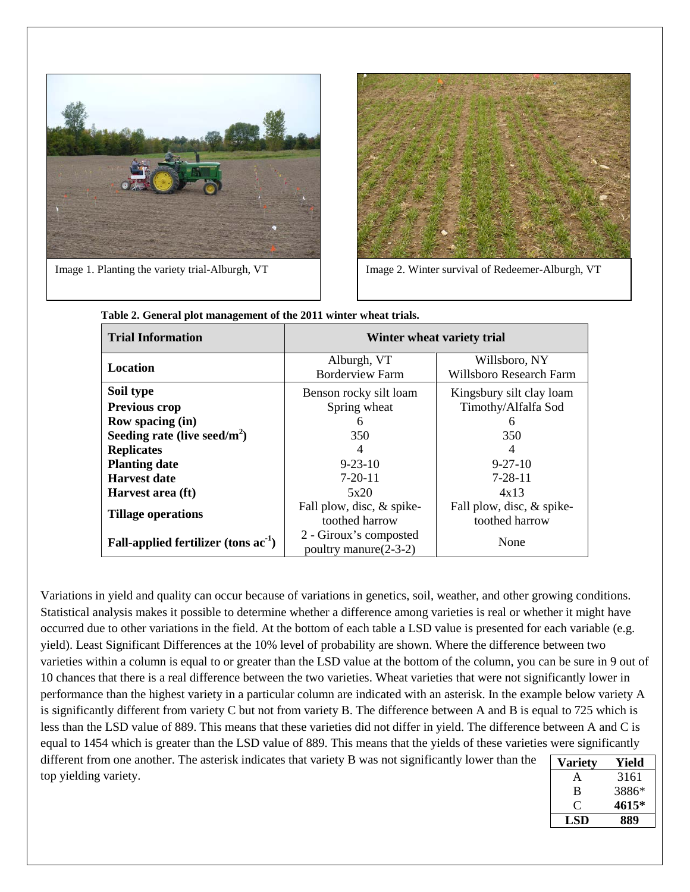Image 1. Planting the variety trial-Alburgh, VT

Image 2. Winter survival of Redeemer-Alburgh, VT

**Table 2. General plot management of the 2011 winter wheat trials.**

| Trial Information | Winter wheat variety trial | |
|---|---|---|
| **Location** | Alburgh, VT Borderview Farm | Willsboro, NY Willsboro Research Farm |
| **Soil type** | Benson rocky silt loam | Kingsbury silt clay loam |
| **Previous crop** | Spring wheat | Timothy/Alfalfa Sod |
| **Row spacing (in)** | 6 | 6 |
| **Seeding rate (live seed/m$^2$)** | 350 | 350 |
| **Replicates** | 4 | 4 |
| **Planting date** | 9-23-10 | 9-27-10 |
| **Harvest date** | 7-20-11 | 7-28-11 |
| **Harvest area (ft)** | 5x20 | 4x13 |
| **Tillage operations** | Fall plow, disc, & spike-toothed harrow | Fall plow, disc, & spike-toothed harrow |
| **Fall-applied fertilizer (tons ac$^{-1}$)** | 2 - Giroux's composted poultry manure(2-3-2) | None |

Variations in yield and quality can occur because of variations in genetics, soil, weather, and other growing conditions. Statistical analysis makes it possible to determine whether a difference among varieties is real or whether it might have occurred due to other variations in the field. At the bottom of each table a LSD value is presented for each variable (e.g. yield). Least Significant Differences at the 10% level of probability are shown. Where the difference between two varieties within a column is equal to or greater than the LSD value at the bottom of the column, you can be sure in 9 out of 10 chances that there is a real difference between the two varieties. Wheat varieties that were not significantly lower in performance than the highest variety in a particular column are indicated with an asterisk. In the example below variety A is significantly different from variety C but not from variety B. The difference between A and B is equal to 725 which is less than the LSD value of 889. This means that these varieties did not differ in yield. The difference between A and C is equal to 1454 which is greater than the LSD value of 889. This means that the yields of these varieties were significantly different from one another. The asterisk indicates that variety B was not significantly lower than the top yielding variety.

| Variety | Yield |
|---|---|
| A | 3161 |
| B | 3886* |
| C | **4615*** |
| **LSD** | **889** |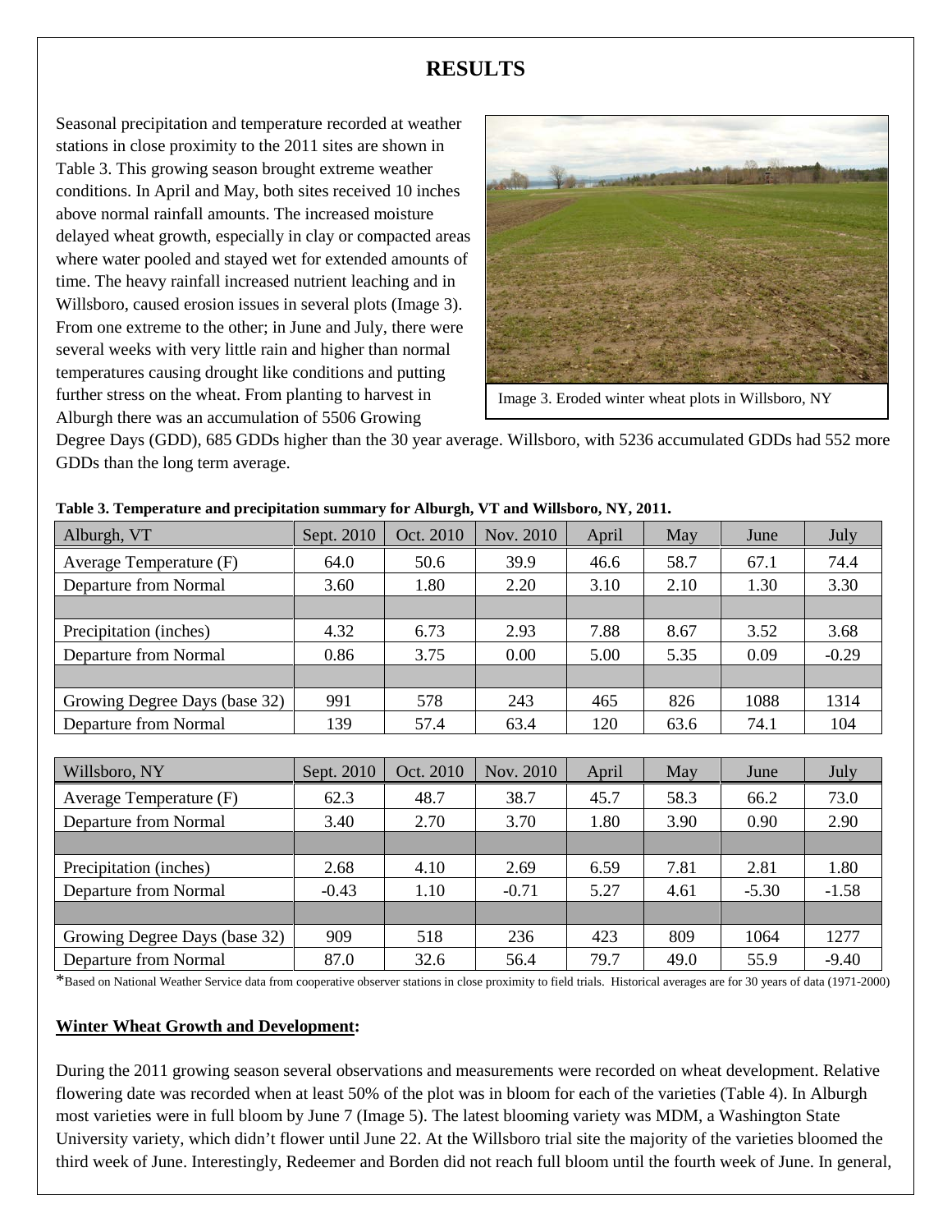# RESULTS

Seasonal precipitation and temperature recorded at weather stations in close proximity to the 2011 sites are shown in Table 3. This growing season brought extreme weather conditions. In April and May, both sites received 10 inches above normal rainfall amounts. The increased moisture delayed wheat growth, especially in clay or compacted areas where water pooled and stayed wet for extended amounts of time. The heavy rainfall increased nutrient leaching and in Willsboro, caused erosion issues in several plots (Image 3). From one extreme to the other; in June and July, there were several weeks with very little rain and higher than normal temperatures causing drought like conditions and putting further stress on the wheat. From planting to harvest in Alburgh there was an accumulation of 5506 Growing Degree Days (GDD), 685 GDDs higher than the 30 year average. Willsboro, with 5236 accumulated GDDs had 552 more GDDs than the long term average.

Image 3. Eroded winter wheat plots in Willsboro, NY

**Table 3. Temperature and precipitation summary for Alburgh, VT and Willsboro, NY, 2011.**

| Alburgh, VT | Sept. 2010 | Oct. 2010 | Nov. 2010 | April | May | June | July |
|---|---|---|---|---|---|---|---|
| Average Temperature (F) | 64.0 | 50.6 | 39.9 | 46.6 | 58.7 | 67.1 | 74.4 |
| Departure from Normal | 3.60 | 1.80 | 2.20 | 3.10 | 2.10 | 1.30 | 3.30 |
| | | | | | | | |
| Precipitation (inches) | 4.32 | 6.73 | 2.93 | 7.88 | 8.67 | 3.52 | 3.68 |
| Departure from Normal | 0.86 | 3.75 | 0.00 | 5.00 | 5.35 | 0.09 | -0.29 |
| | | | | | | | |
| Growing Degree Days (base 32) | 991 | 578 | 243 | 465 | 826 | 1088 | 1314 |
| Departure from Normal | 139 | 57.4 | 63.4 | 120 | 63.6 | 74.1 | 104 |

| Willsboro, NY | Sept. 2010 | Oct. 2010 | Nov. 2010 | April | May | June | July |
|---|---|---|---|---|---|---|---|
| Average Temperature (F) | 62.3 | 48.7 | 38.7 | 45.7 | 58.3 | 66.2 | 73.0 |
| Departure from Normal | 3.40 | 2.70 | 3.70 | 1.80 | 3.90 | 0.90 | 2.90 |
| | | | | | | | |
| Precipitation (inches) | 2.68 | 4.10 | 2.69 | 6.59 | 7.81 | 2.81 | 1.80 |
| Departure from Normal | -0.43 | 1.10 | -0.71 | 5.27 | 4.61 | -5.30 | -1.58 |
| | | | | | | | |
| Growing Degree Days (base 32) | 909 | 518 | 236 | 423 | 809 | 1064 | 1277 |
| Departure from Normal | 87.0 | 32.6 | 56.4 | 79.7 | 49.0 | 55.9 | -9.40 |

*Based on National Weather Service data from cooperative observer stations in close proximity to field trials. Historical averages are for 30 years of data (1971-2000)

**Winter Wheat Growth and Development:**

During the 2011 growing season several observations and measurements were recorded on wheat development. Relative flowering date was recorded when at least 50% of the plot was in bloom for each of the varieties (Table 4). In Alburgh most varieties were in full bloom by June 7 (Image 5). The latest blooming variety was MDM, a Washington State University variety, which didn't flower until June 22. At the Willsboro trial site the majority of the varieties bloomed the third week of June. Interestingly, Redeemer and Borden did not reach full bloom until the fourth week of June. In general,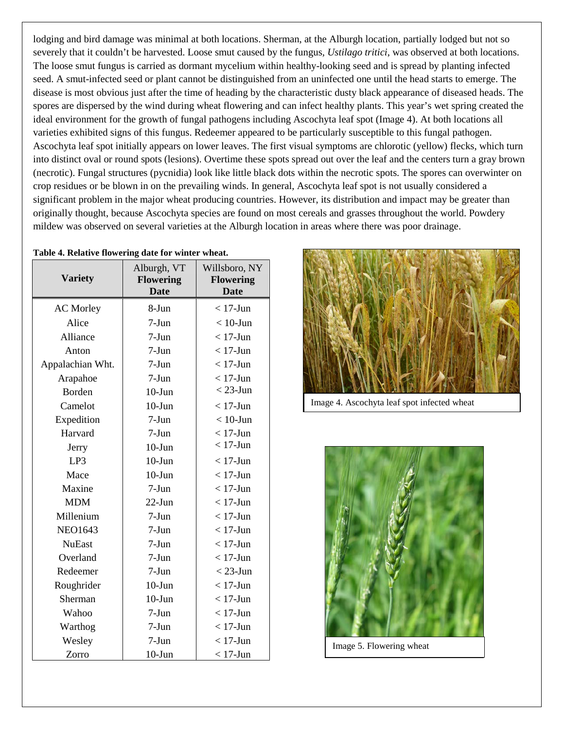lodging and bird damage was minimal at both locations. Sherman, at the Alburgh location, partially lodged but not so severely that it couldn't be harvested. Loose smut caused by the fungus, *Ustilago tritici*, was observed at both locations. The loose smut fungus is carried as dormant mycelium within healthy-looking seed and is spread by planting infected seed. A smut-infected seed or plant cannot be distinguished from an uninfected one until the head starts to emerge. The disease is most obvious just after the time of heading by the characteristic dusty black appearance of diseased heads. The spores are dispersed by the wind during wheat flowering and can infect healthy plants. This year's wet spring created the ideal environment for the growth of fungal pathogens including Ascochyta leaf spot (Image 4). At both locations all varieties exhibited signs of this fungus. Redeemer appeared to be particularly susceptible to this fungal pathogen. Ascochyta leaf spot initially appears on lower leaves. The first visual symptoms are chlorotic (yellow) flecks, which turn into distinct oval or round spots (lesions). Overtime these spots spread out over the leaf and the centers turn a gray brown (necrotic). Fungal structures (pycnidia) look like little black dots within the necrotic spots. The spores can overwinter on crop residues or be blown in on the prevailing winds. In general, Ascochyta leaf spot is not usually considered a significant problem in the major wheat producing countries. However, its distribution and impact may be greater than originally thought, because Ascochyta species are found on most cereals and grasses throughout the world. Powdery mildew was observed on several varieties at the Alburgh location in areas where there was poor drainage.

**Table 4. Relative flowering date for winter wheat.**

| Variety | Alburgh, VT **Flowering Date** | Willsboro, NY **Flowering Date** |
|---|---|---|
| AC Morley | 8-Jun | < 17-Jun |
| Alice | 7-Jun | < 10-Jun |
| Alliance | 7-Jun | < 17-Jun |
| Anton | 7-Jun | < 17-Jun |
| Appalachian Wht. | 7-Jun | < 17-Jun |
| Arapahoe | 7-Jun | < 17-Jun |
| Borden | 10-Jun | < 23-Jun |
| Camelot | 10-Jun | < 17-Jun |
| Expedition | 7-Jun | < 10-Jun |
| Harvard | 7-Jun | < 17-Jun |
| Jerry | 10-Jun | < 17-Jun |
| LP3 | 10-Jun | < 17-Jun |
| Mace | 10-Jun | < 17-Jun |
| Maxine | 7-Jun | < 17-Jun |
| MDM | 22-Jun | < 17-Jun |
| Millenium | 7-Jun | < 17-Jun |
| NEO1643 | 7-Jun | < 17-Jun |
| NuEast | 7-Jun | < 17-Jun |
| Overland | 7-Jun | < 17-Jun |
| Redeemer | 7-Jun | < 23-Jun |
| Roughrider | 10-Jun | < 17-Jun |
| Sherman | 10-Jun | < 17-Jun |
| Wahoo | 7-Jun | < 17-Jun |
| Warthog | 7-Jun | < 17-Jun |
| Wesley | 7-Jun | < 17-Jun |
| Zorro | 10-Jun | < 17-Jun |

Image 4. Ascochyta leaf spot infected wheat

Image 5. Flowering wheat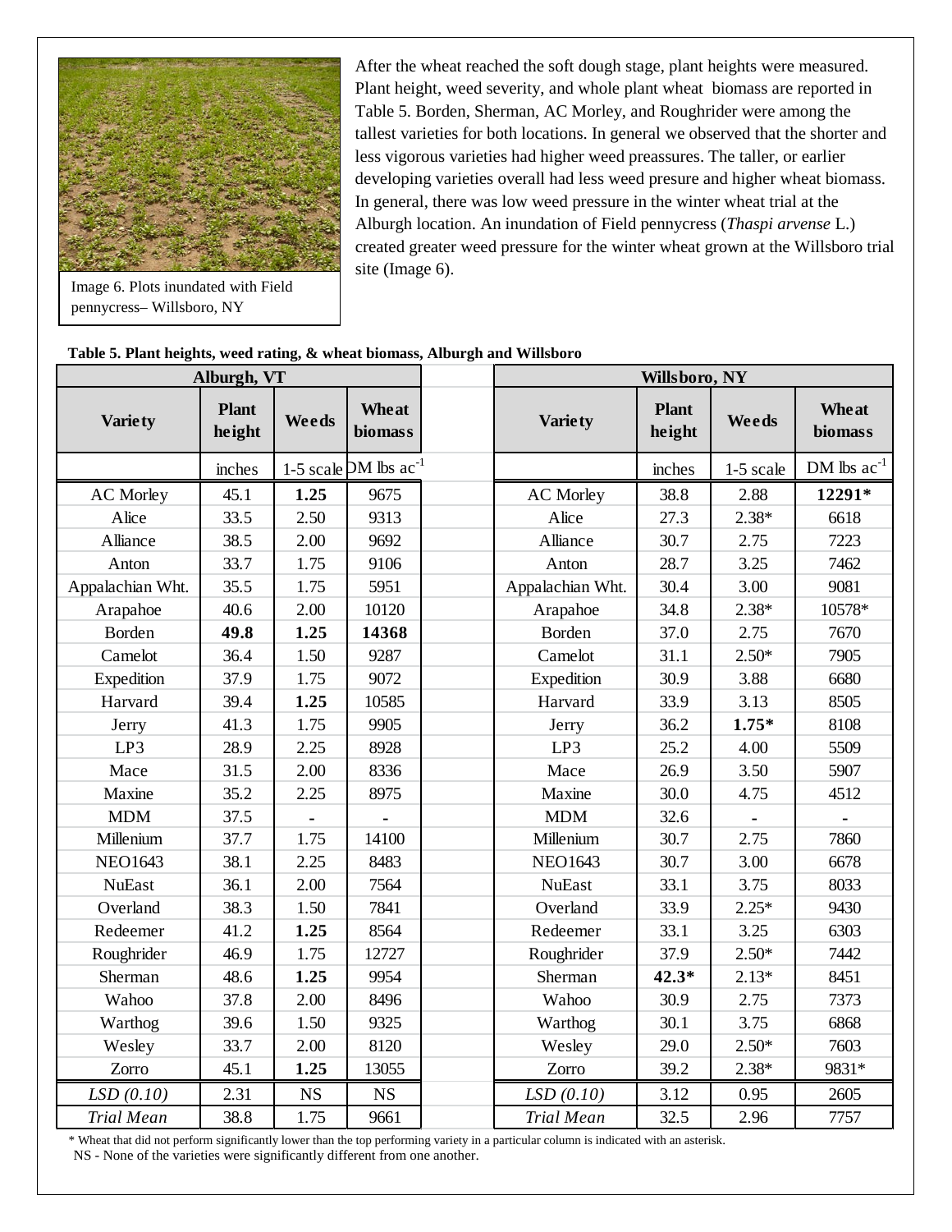After the wheat reached the soft dough stage, plant heights were measured. Plant height, weed severity, and whole plant wheat biomass are reported in Table 5. Borden, Sherman, AC Morley, and Roughrider were among the tallest varieties for both locations. In general we observed that the shorter and less vigorous varieties had higher weed preassures. The taller, or earlier developing varieties overall had less weed presure and higher wheat biomass. In general, there was low weed pressure in the winter wheat trial at the Alburgh location. An inundation of Field pennycress (*Thaspi arvense* L.) created greater weed pressure for the winter wheat grown at the Willsboro trial site (Image 6).

Image 6. Plots inundated with Field pennycress– Willsboro, NY

**Table 5. Plant heights, weed rating, & wheat biomass, Alburgh and Willsboro**

| Alburgh, VT | | | | Willsboro, NY | | | |
|---|---|---|---|---|---|---|---|
| **Variety** | **Plant height** | **Weeds** | **Wheat biomass** | **Variety** | **Plant height** | **Weeds** | **Wheat biomass** |
| | inches | 1-5 scale | DM lbs ac$^{-1}$ | | inches | 1-5 scale | DM lbs ac$^{-1}$ |
| AC Morley | 45.1 | **1.25** | 9675 | AC Morley | 38.8 | 2.88 | **12291*** |
| Alice | 33.5 | 2.50 | 9313 | Alice | 27.3 | 2.38* | 6618 |
| Alliance | 38.5 | 2.00 | 9692 | Alliance | 30.7 | 2.75 | 7223 |
| Anton | 33.7 | 1.75 | 9106 | Anton | 28.7 | 3.25 | 7462 |
| Appalachian Wht. | 35.5 | 1.75 | 5951 | Appalachian Wht. | 30.4 | 3.00 | 9081 |
| Arapahoe | 40.6 | 2.00 | 10120 | Arapahoe | 34.8 | 2.38* | 10578* |
| Borden | **49.8** | 1.25 | **14368** | Borden | 37.0 | 2.75 | 7670 |
| Camelot | 36.4 | 1.50 | 9287 | Camelot | 31.1 | 2.50* | 7905 |
| Expedition | 37.9 | 1.75 | 9072 | Expedition | 30.9 | 3.88 | 6680 |
| Harvard | 39.4 | **1.25** | 10585 | Harvard | 33.9 | 3.13 | 8505 |
| Jerry | 41.3 | 1.75 | 9905 | Jerry | 36.2 | **1.75*** | 8108 |
| LP3 | 28.9 | 2.25 | 8928 | LP3 | 25.2 | 4.00 | 5509 |
| Mace | 31.5 | 2.00 | 8336 | Mace | 26.9 | 3.50 | 5907 |
| Maxine | 35.2 | 2.25 | 8975 | Maxine | 30.0 | 4.75 | 4512 |
| MDM | 37.5 | - | - | MDM | 32.6 | - | - |
| Millenium | 37.7 | 1.75 | 14100 | Millenium | 30.7 | 2.75 | 7860 |
| NEO1643 | 38.1 | 2.25 | 8483 | NEO1643 | 30.7 | 3.00 | 6678 |
| NuEast | 36.1 | 2.00 | 7564 | NuEast | 33.1 | 3.75 | 8033 |
| Overland | 38.3 | 1.50 | 7841 | Overland | 33.9 | 2.25* | 9430 |
| Redeemer | 41.2 | **1.25** | 8564 | Redeemer | 33.1 | 3.25 | 6303 |
| Roughrider | 46.9 | 1.75 | 12727 | Roughrider | 37.9 | 2.50* | 7442 |
| Sherman | 48.6 | **1.25** | 9954 | Sherman | **42.3*** | 2.13* | 8451 |
| Wahoo | 37.8 | 2.00 | 8496 | Wahoo | 30.9 | 2.75 | 7373 |
| Warthog | 39.6 | 1.50 | 9325 | Warthog | 30.1 | 3.75 | 6868 |
| Wesley | 33.7 | 2.00 | 8120 | Wesley | 29.0 | 2.50* | 7603 |
| Zorro | 45.1 | **1.25** | 13055 | Zorro | 39.2 | 2.38* | 9831* |
| *LSD (0.10)* | 2.31 | NS | NS | *LSD (0.10)* | 3.12 | 0.95 | 2605 |
| *Trial Mean* | 38.8 | 1.75 | 9661 | *Trial Mean* | 32.5 | 2.96 | 7757 |

\* Wheat that did not perform significantly lower than the top performing variety in a particular column is indicated with an asterisk.
NS - None of the varieties were significantly different from one another.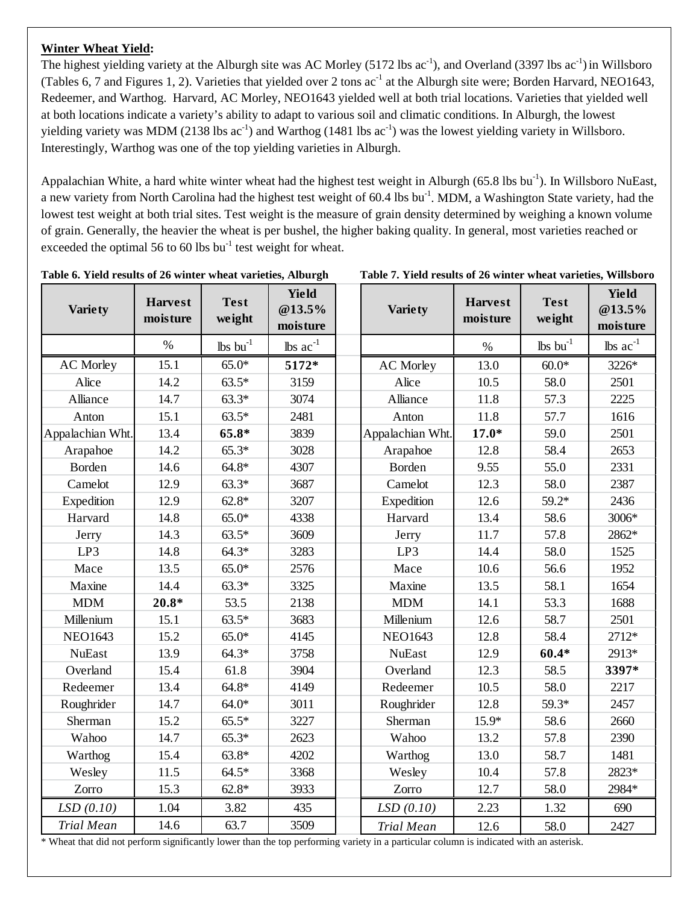**Winter Wheat Yield:**

The highest yielding variety at the Alburgh site was AC Morley (5172 lbs $ac^{-1}$), and Overland (3397 lbs $ac^{-1}$) in Willsboro (Tables 6, 7 and Figures 1, 2). Varieties that yielded over 2 tons $ac^{-1}$ at the Alburgh site were; Borden Harvard, NEO1643, Redeemer, and Warthog. Harvard, AC Morley, NEO1643 yielded well at both trial locations. Varieties that yielded well at both locations indicate a variety's ability to adapt to various soil and climatic conditions. In Alburgh, the lowest yielding variety was MDM (2138 lbs $ac^{-1}$) and Warthog (1481 lbs $ac^{-1}$) was the lowest yielding variety in Willsboro. Interestingly, Warthog was one of the top yielding varieties in Alburgh.

Appalachian White, a hard white winter wheat had the highest test weight in Alburgh (65.8 lbs $bu^{-1}$). In Willsboro NuEast, a new variety from North Carolina had the highest test weight of 60.4 lbs $bu^{-1}$. MDM, a Washington State variety, had the lowest test weight at both trial sites. Test weight is the measure of grain density determined by weighing a known volume of grain. Generally, the heavier the wheat is per bushel, the higher baking quality. In general, most varieties reached or exceeded the optimal 56 to 60 lbs $bu^{-1}$ test weight for wheat.

**Table 6. Yield results of 26 winter wheat varieties, Alburgh**

| Variety | Harvest moisture | Test weight | Yield @13.5% moisture |
|---|---|---|---|
| | % | lbs $bu^{-1}$ | lbs $ac^{-1}$ |
| AC Morley | 15.1 | 65.0* | **5172*** |
| Alice | 14.2 | 63.5* | 3159 |
| Alliance | 14.7 | 63.3* | 3074 |
| Anton | 15.1 | 63.5* | 2481 |
| Appalachian Wht. | 13.4 | **65.8*** | 3839 |
| Arapahoe | 14.2 | 65.3* | 3028 |
| Borden | 14.6 | 64.8* | 4307 |
| Camelot | 12.9 | 63.3* | 3687 |
| Expedition | 12.9 | 62.8* | 3207 |
| Harvard | 14.8 | 65.0* | 4338 |
| Jerry | 14.3 | 63.5* | 3609 |
| LP3 | 14.8 | 64.3* | 3283 |
| Mace | 13.5 | 65.0* | 2576 |
| Maxine | 14.4 | 63.3* | 3325 |
| MDM | **20.8*** | 53.5 | 2138 |
| Millenium | 15.1 | 63.5* | 3683 |
| NEO1643 | 15.2 | 65.0* | 4145 |
| NuEast | 13.9 | 64.3* | 3758 |
| Overland | 15.4 | 61.8 | 3904 |
| Redeemer | 13.4 | 64.8* | 4149 |
| Roughrider | 14.7 | 64.0* | 3011 |
| Sherman | 15.2 | 65.5* | 3227 |
| Wahoo | 14.7 | 65.3* | 2623 |
| Warthog | 15.4 | 63.8* | 4202 |
| Wesley | 11.5 | 64.5* | 3368 |
| Zorro | 15.3 | 62.8* | 3933 |
| *LSD (0.10)* | 1.04 | 3.82 | 435 |
| *Trial Mean* | 14.6 | 63.7 | 3509 |

**Table 7. Yield results of 26 winter wheat varieties, Willsboro**

| Variety | Harvest moisture | Test weight | Yield @13.5% moisture |
|---|---|---|---|
| | % | lbs $bu^{-1}$ | lbs $ac^{-1}$ |
| AC Morley | 13.0 | 60.0* | 3226* |
| Alice | 10.5 | 58.0 | 2501 |
| Alliance | 11.8 | 57.3 | 2225 |
| Anton | 11.8 | 57.7 | 1616 |
| Appalachian Wht. | **17.0*** | 59.0 | 2501 |
| Arapahoe | 12.8 | 58.4 | 2653 |
| Borden | 9.55 | 55.0 | 2331 |
| Camelot | 12.3 | 58.0 | 2387 |
| Expedition | 12.6 | 59.2* | 2436 |
| Harvard | 13.4 | 58.6 | 3006* |
| Jerry | 11.7 | 57.8 | 2862* |
| LP3 | 14.4 | 58.0 | 1525 |
| Mace | 10.6 | 56.6 | 1952 |
| Maxine | 13.5 | 58.1 | 1654 |
| MDM | 14.1 | 53.3 | 1688 |
| Millenium | 12.6 | 58.7 | 2501 |
| NEO1643 | 12.8 | 58.4 | 2712* |
| NuEast | 12.9 | **60.4*** | 2913* |
| Overland | 12.3 | 58.5 | **3397*** |
| Redeemer | 10.5 | 58.0 | 2217 |
| Roughrider | 12.8 | 59.3* | 2457 |
| Sherman | 15.9* | 58.6 | 2660 |
| Wahoo | 13.2 | 57.8 | 2390 |
| Warthog | 13.0 | 58.7 | 1481 |
| Wesley | 10.4 | 57.8 | 2823* |
| Zorro | 12.7 | 58.0 | 2984* |
| *LSD (0.10)* | 2.23 | 1.32 | 690 |
| *Trial Mean* | 12.6 | 58.0 | 2427 |

* Wheat that did not perform significantly lower than the top performing variety in a particular column is indicated with an asterisk.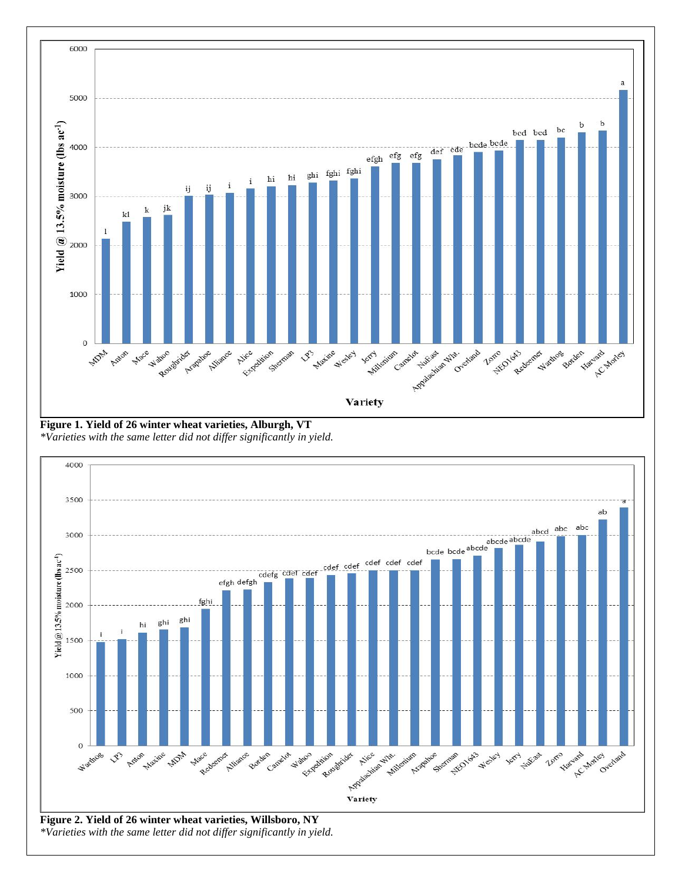**Figure 1. Yield of 26 winter wheat varieties, Alburgh, VT**

*\*Varieties with the same letter did not differ significantly in yield.*

**Figure 2. Yield of 26 winter wheat varieties, Willsboro, NY**

*\*Varieties with the same letter did not differ significantly in yield.*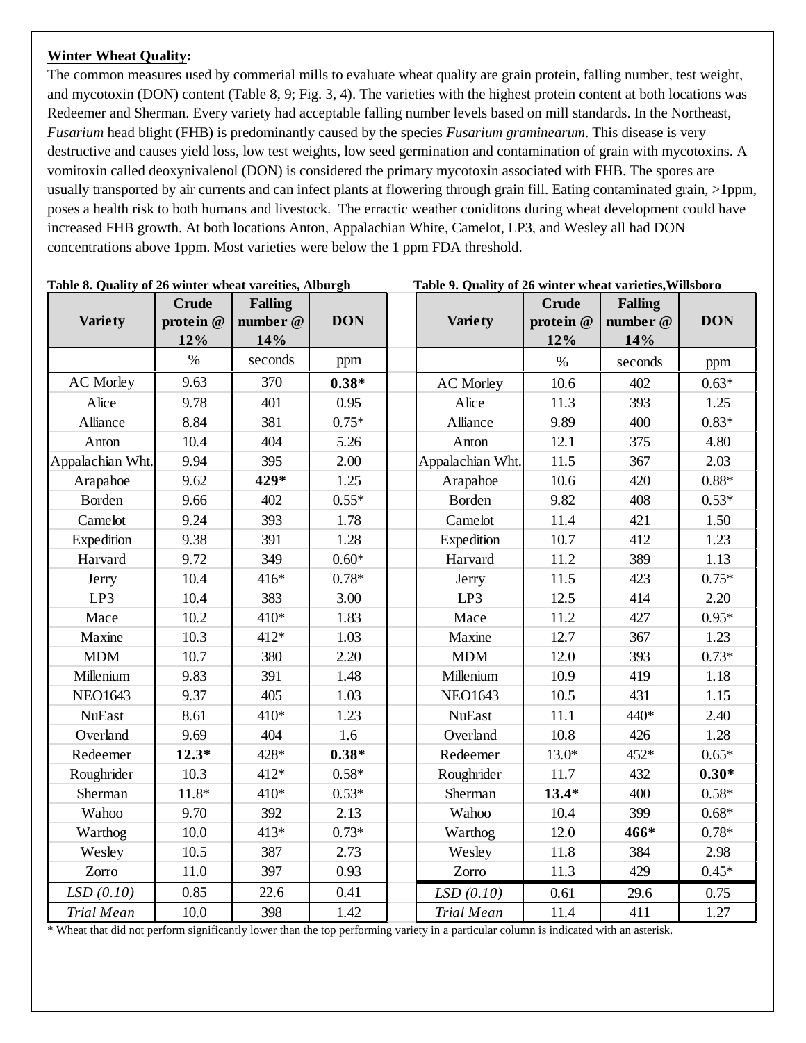**Winter Wheat Quality:**

The common measures used by commerial mills to evaluate wheat quality are grain protein, falling number, test weight, and mycotoxin (DON) content (Table 8, 9; Fig. 3, 4). The varieties with the highest protein content at both locations was Redeemer and Sherman. Every variety had acceptable falling number levels based on mill standards. In the Northeast, *Fusarium* head blight (FHB) is predominantly caused by the species *Fusarium graminearum*. This disease is very destructive and causes yield loss, low test weights, low seed germination and contamination of grain with mycotoxins. A vomitoxin called deoxynivalenol (DON) is considered the primary mycotoxin associated with FHB. The spores are usually transported by air currents and can infect plants at flowering through grain fill. Eating contaminated grain, >1ppm, poses a health risk to both humans and livestock. The erractic weather coniditons during wheat development could have increased FHB growth. At both locations Anton, Appalachian White, Camelot, LP3, and Wesley all had DON concentrations above 1ppm. Most varieties were below the 1 ppm FDA threshold.

**Table 8. Quality of 26 winter wheat vareities, Alburgh**

| Variety | Crude protein @ 12% | Falling number @ 14% | DON |
|---|---|---|---|
| | % | seconds | ppm |
| AC Morley | 9.63 | 370 | **0.38*** |
| Alice | 9.78 | 401 | 0.95 |
| Alliance | 8.84 | 381 | 0.75* |
| Anton | 10.4 | 404 | 5.26 |
| Appalachian Wht. | 9.94 | 395 | 2.00 |
| Arapahoe | 9.62 | **429*** | 1.25 |
| Borden | 9.66 | 402 | 0.55* |
| Camelot | 9.24 | 393 | 1.78 |
| Expedition | 9.38 | 391 | 1.28 |
| Harvard | 9.72 | 349 | 0.60* |
| Jerry | 10.4 | 416* | 0.78* |
| LP3 | 10.4 | 383 | 3.00 |
| Mace | 10.2 | 410* | 1.83 |
| Maxine | 10.3 | 412* | 1.03 |
| MDM | 10.7 | 380 | 2.20 |
| Millenium | 9.83 | 391 | 1.48 |
| NEO1643 | 9.37 | 405 | 1.03 |
| NuEast | 8.61 | 410* | 1.23 |
| Overland | 9.69 | 404 | 1.6 |
| Redeemer | **12.3*** | 428* | **0.38*** |
| Roughrider | 10.3 | 412* | 0.58* |
| Sherman | 11.8* | 410* | 0.53* |
| Wahoo | 9.70 | 392 | 2.13 |
| Warthog | 10.0 | 413* | 0.73* |
| Wesley | 10.5 | 387 | 2.73 |
| Zorro | 11.0 | 397 | 0.93 |
| *LSD (0.10)* | 0.85 | 22.6 | 0.41 |
| *Trial Mean* | 10.0 | 398 | 1.42 |

**Table 9. Quality of 26 winter wheat varieties,Willsboro**

| Variety | Crude protein @ 12% | Falling number @ 14% | DON |
|---|---|---|---|
| | % | seconds | ppm |
| AC Morley | 10.6 | 402 | 0.63* |
| Alice | 11.3 | 393 | 1.25 |
| Alliance | 9.89 | 400 | 0.83* |
| Anton | 12.1 | 375 | 4.80 |
| Appalachian Wht. | 11.5 | 367 | 2.03 |
| Arapahoe | 10.6 | 420 | 0.88* |
| Borden | 9.82 | 408 | 0.53* |
| Camelot | 11.4 | 421 | 1.50 |
| Expedition | 10.7 | 412 | 1.23 |
| Harvard | 11.2 | 389 | 1.13 |
| Jerry | 11.5 | 423 | 0.75* |
| LP3 | 12.5 | 414 | 2.20 |
| Mace | 11.2 | 427 | 0.95* |
| Maxine | 12.7 | 367 | 1.23 |
| MDM | 12.0 | 393 | 0.73* |
| Millenium | 10.9 | 419 | 1.18 |
| NEO1643 | 10.5 | 431 | 1.15 |
| NuEast | 11.1 | 440* | 2.40 |
| Overland | 10.8 | 426 | 1.28 |
| Redeemer | 13.0* | 452* | 0.65* |
| Roughrider | 11.7 | 432 | **0.30*** |
| Sherman | **13.4*** | 400 | 0.58* |
| Wahoo | 10.4 | 399 | 0.68* |
| Warthog | 12.0 | **466*** | 0.78* |
| Wesley | 11.8 | 384 | 2.98 |
| Zorro | 11.3 | 429 | 0.45* |
| *LSD (0.10)* | 0.61 | 29.6 | 0.75 |
| *Trial Mean* | 11.4 | 411 | 1.27 |

\* Wheat that did not perform significantly lower than the top performing variety in a particular column is indicated with an asterisk.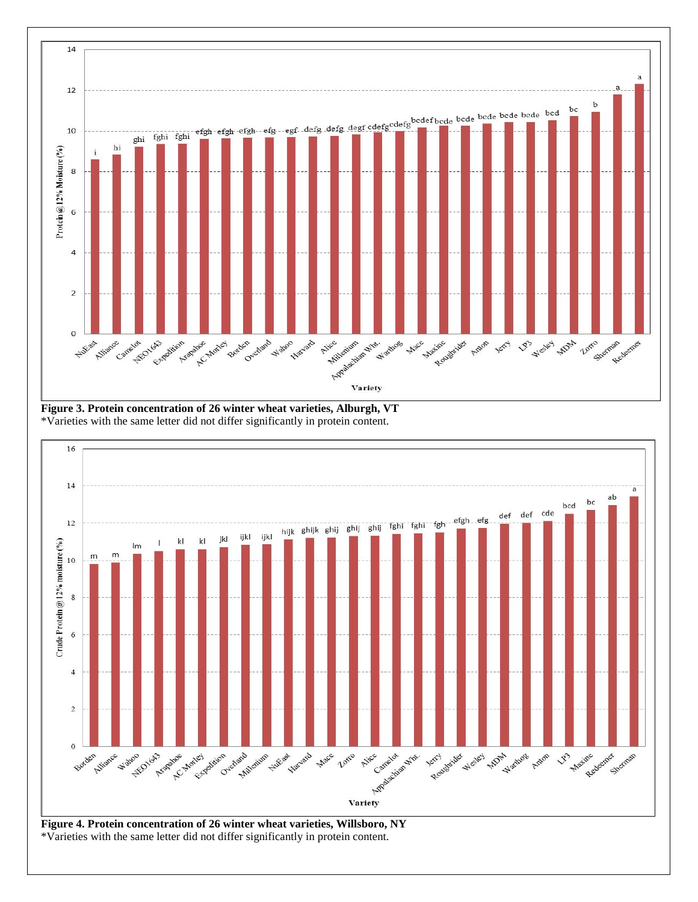**Figure 3. Protein concentration of 26 winter wheat varieties, Alburgh, VT**
*Varieties with the same letter did not differ significantly in protein content.

**Figure 4. Protein concentration of 26 winter wheat varieties, Willsboro, NY**
*Varieties with the same letter did not differ significantly in protein content.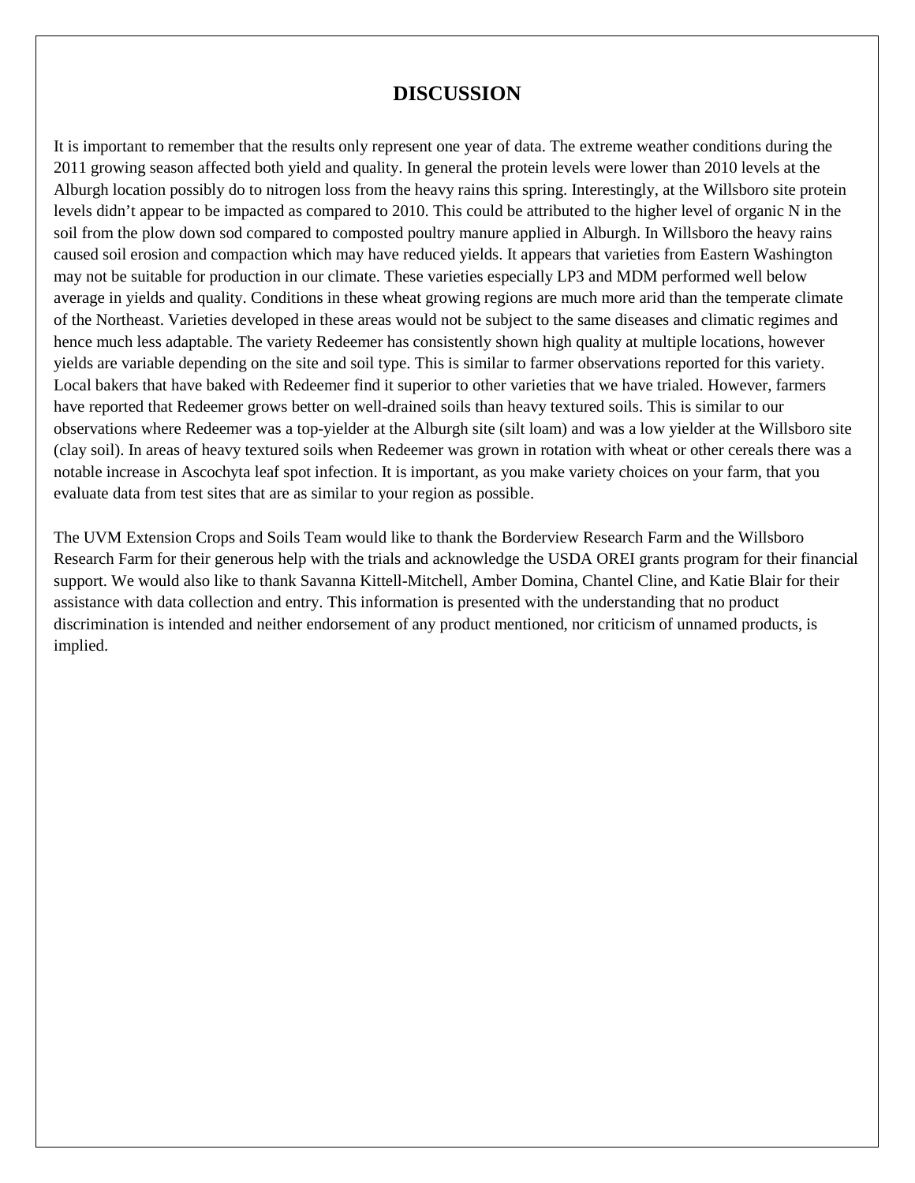## DISCUSSION

It is important to remember that the results only represent one year of data. The extreme weather conditions during the 2011 growing season affected both yield and quality. In general the protein levels were lower than 2010 levels at the Alburgh location possibly do to nitrogen loss from the heavy rains this spring. Interestingly, at the Willsboro site protein levels didn't appear to be impacted as compared to 2010. This could be attributed to the higher level of organic N in the soil from the plow down sod compared to composted poultry manure applied in Alburgh. In Willsboro the heavy rains caused soil erosion and compaction which may have reduced yields. It appears that varieties from Eastern Washington may not be suitable for production in our climate. These varieties especially LP3 and MDM performed well below average in yields and quality. Conditions in these wheat growing regions are much more arid than the temperate climate of the Northeast. Varieties developed in these areas would not be subject to the same diseases and climatic regimes and hence much less adaptable. The variety Redeemer has consistently shown high quality at multiple locations, however yields are variable depending on the site and soil type. This is similar to farmer observations reported for this variety. Local bakers that have baked with Redeemer find it superior to other varieties that we have trialed. However, farmers have reported that Redeemer grows better on well-drained soils than heavy textured soils. This is similar to our observations where Redeemer was a top-yielder at the Alburgh site (silt loam) and was a low yielder at the Willsboro site (clay soil). In areas of heavy textured soils when Redeemer was grown in rotation with wheat or other cereals there was a notable increase in Ascochyta leaf spot infection. It is important, as you make variety choices on your farm, that you evaluate data from test sites that are as similar to your region as possible.

The UVM Extension Crops and Soils Team would like to thank the Borderview Research Farm and the Willsboro Research Farm for their generous help with the trials and acknowledge the USDA OREI grants program for their financial support. We would also like to thank Savanna Kittell-Mitchell, Amber Domina, Chantel Cline, and Katie Blair for their assistance with data collection and entry. This information is presented with the understanding that no product discrimination is intended and neither endorsement of any product mentioned, nor criticism of unnamed products, is implied.